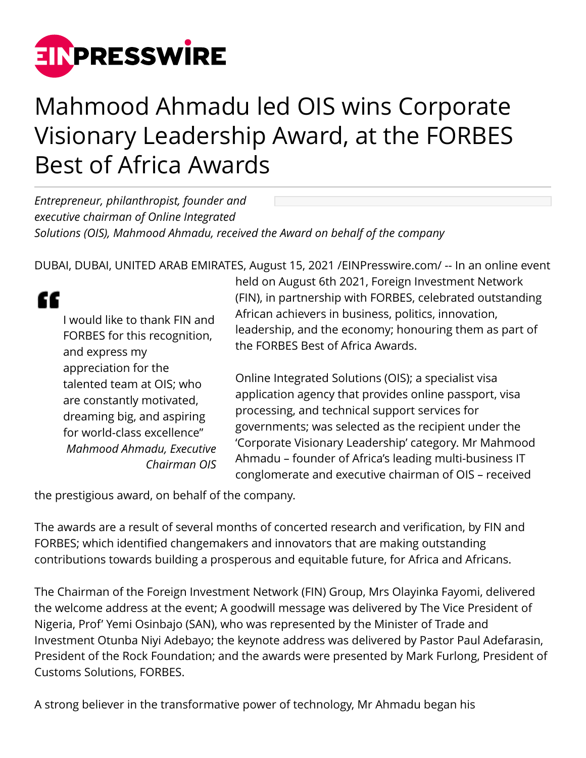# Mahmood Ahmadu led OIS wins Corporate Visionary Leadership Award, at the FORBES Best of Africa Awards

*Entrepreneur, philanthropist, founder and executive chairman of Online Integrated Solutions (OIS), Mahmood Ahmadu, received the Award on behalf of the company*

DUBAI, DUBAI, UNITED ARAB EMIRATES, August 15, 2021 /EINPresswire.com/ -- In an online event held on August 6th 2021, Foreign Investment Network (FIN), in partnership with FORBES, celebrated outstanding African achievers in business, politics, innovation, leadership, and the economy; honouring them as part of the FORBES Best of Africa Awards.

> I would like to thank FIN and FORBES for this recognition, and express my appreciation for the talented team at OIS; who are constantly motivated, dreaming big, and aspiring for world-class excellence"
>
> *Mahmood Ahmadu, Executive Chairman OIS*

Online Integrated Solutions (OIS); a specialist visa application agency that provides online passport, visa processing, and technical support services for governments; was selected as the recipient under the 'Corporate Visionary Leadership' category. Mr Mahmood Ahmadu – founder of Africa's leading multi-business IT conglomerate and executive chairman of OIS – received the prestigious award, on behalf of the company.

The awards are a result of several months of concerted research and verification, by FIN and FORBES; which identified changemakers and innovators that are making outstanding contributions towards building a prosperous and equitable future, for Africa and Africans.

The Chairman of the Foreign Investment Network (FIN) Group, Mrs Olayinka Fayomi, delivered the welcome address at the event; A goodwill message was delivered by The Vice President of Nigeria, Prof' Yemi Osinbajo (SAN), who was represented by the Minister of Trade and Investment Otunba Niyi Adebayo; the keynote address was delivered by Pastor Paul Adefarasin, President of the Rock Foundation; and the awards were presented by Mark Furlong, President of Customs Solutions, FORBES.

A strong believer in the transformative power of technology, Mr Ahmadu began his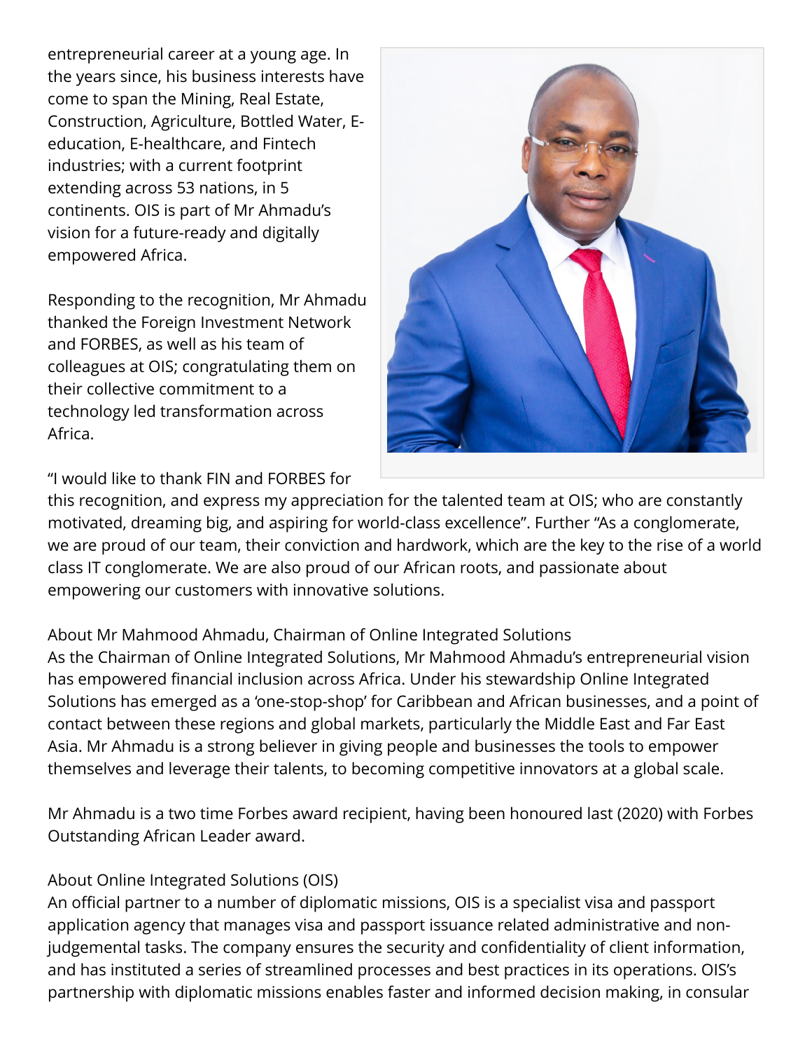entrepreneurial career at a young age. In the years since, his business interests have come to span the Mining, Real Estate, Construction, Agriculture, Bottled Water, E-education, E-healthcare, and Fintech industries; with a current footprint extending across 53 nations, in 5 continents. OIS is part of Mr Ahmadu's vision for a future-ready and digitally empowered Africa.

Responding to the recognition, Mr Ahmadu thanked the Foreign Investment Network and FORBES, as well as his team of colleagues at OIS; congratulating them on their collective commitment to a technology led transformation across Africa.

"I would like to thank FIN and FORBES for this recognition, and express my appreciation for the talented team at OIS; who are constantly motivated, dreaming big, and aspiring for world-class excellence". Further "As a conglomerate, we are proud of our team, their conviction and hardwork, which are the key to the rise of a world class IT conglomerate. We are also proud of our African roots, and passionate about empowering our customers with innovative solutions.

About Mr Mahmood Ahmadu, Chairman of Online Integrated Solutions
As the Chairman of Online Integrated Solutions, Mr Mahmood Ahmadu's entrepreneurial vision has empowered financial inclusion across Africa. Under his stewardship Online Integrated Solutions has emerged as a 'one-stop-shop' for Caribbean and African businesses, and a point of contact between these regions and global markets, particularly the Middle East and Far East Asia. Mr Ahmadu is a strong believer in giving people and businesses the tools to empower themselves and leverage their talents, to becoming competitive innovators at a global scale.

Mr Ahmadu is a two time Forbes award recipient, having been honoured last (2020) with Forbes Outstanding African Leader award.

About Online Integrated Solutions (OIS)
An official partner to a number of diplomatic missions, OIS is a specialist visa and passport application agency that manages visa and passport issuance related administrative and non-judgemental tasks. The company ensures the security and confidentiality of client information, and has instituted a series of streamlined processes and best practices in its operations. OIS's partnership with diplomatic missions enables faster and informed decision making, in consular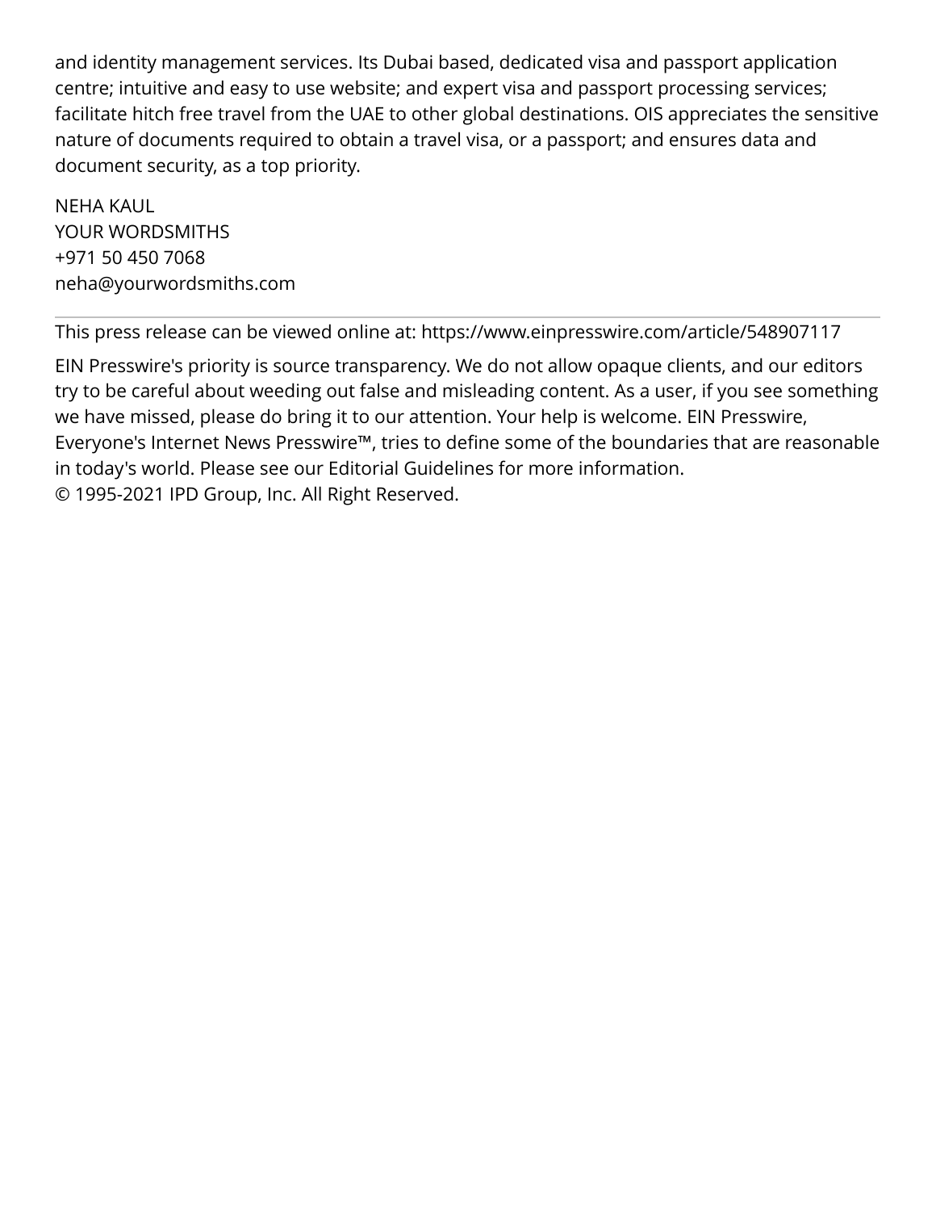and identity management services. Its Dubai based, dedicated visa and passport application centre; intuitive and easy to use website; and expert visa and passport processing services; facilitate hitch free travel from the UAE to other global destinations. OIS appreciates the sensitive nature of documents required to obtain a travel visa, or a passport; and ensures data and document security, as a top priority.

NEHA KAUL
YOUR WORDSMITHS
+971 50 450 7068
neha@yourwordsmiths.com

---

This press release can be viewed online at: https://www.einpresswire.com/article/548907117

EIN Presswire's priority is source transparency. We do not allow opaque clients, and our editors try to be careful about weeding out false and misleading content. As a user, if you see something we have missed, please do bring it to our attention. Your help is welcome. EIN Presswire, Everyone's Internet News Presswire™, tries to define some of the boundaries that are reasonable in today's world. Please see our Editorial Guidelines for more information.
© 1995-2021 IPD Group, Inc. All Right Reserved.